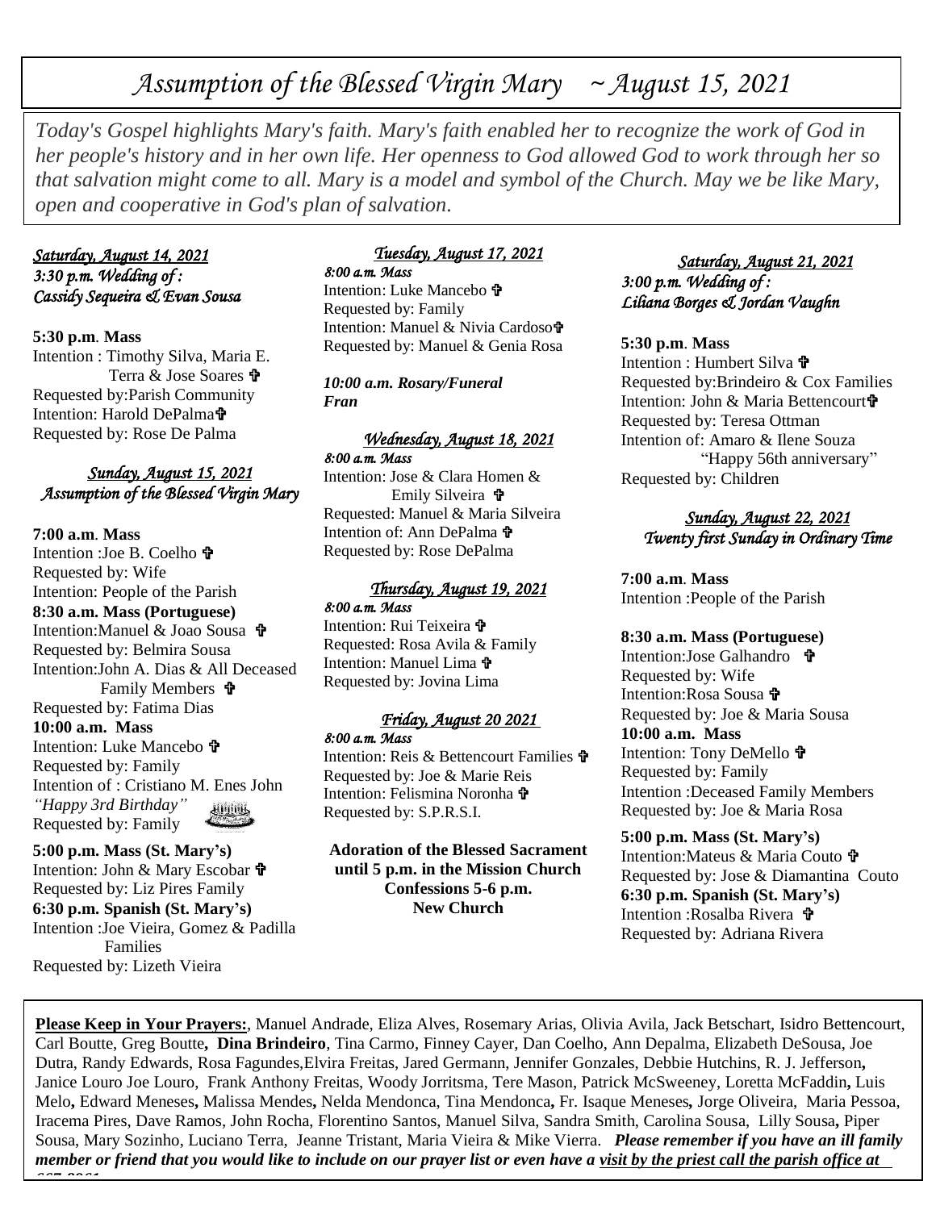# *Assumption of the Blessed Virgin Mary ~ August 15, 2021*

*Today's Gospel highlights Mary's faith. Mary's faith enabled her to recognize the work of God in her people's history and in her own life. Her openness to God allowed God to work through her so that salvation might come to all. Mary is a model and symbol of the Church. May we be like Mary, open and cooperative in God's plan of salvation.*

***Saturday, August 14, 2021***
*3:30 p.m. Wedding of :*
*Cassidy Sequeira & Evan Sousa*

**5:30 p.m. Mass**
Intention : Timothy Silva, Maria E. Terra & Jose Soares ✞
Requested by:Parish Community
Intention: Harold DePalma✞
Requested by: Rose De Palma

***Sunday, August 15, 2021***
***Assumption of the Blessed Virgin Mary***

**7:00 a.m. Mass**
Intention :Joe B. Coelho ✞
Requested by: Wife
Intention: People of the Parish
**8:30 a.m. Mass (Portuguese)**
Intention:Manuel & Joao Sousa ✞
Requested by: Belmira Sousa
Intention:John A. Dias & All Deceased Family Members ✞
Requested by: Fatima Dias
**10:00 a.m. Mass**
Intention: Luke Mancebo ✞
Requested by: Family
Intention of : Cristiano M. Enes John
*"Happy 3rd Birthday"*
Requested by: Family

**5:00 p.m. Mass (St. Mary's)**
Intention: John & Mary Escobar ✞
Requested by: Liz Pires Family
**6:30 p.m. Spanish (St. Mary's)**
Intention :Joe Vieira, Gomez & Padilla Families
Requested by: Lizeth Vieira

***Tuesday, August 17, 2021***
*8:00 a.m. Mass*
Intention: Luke Mancebo ✞
Requested by: Family
Intention: Manuel & Nivia Cardoso✞
Requested by: Manuel & Genia Rosa

***10:00 a.m. Rosary/Funeral***
***Fran***

***Wednesday, August 18, 2021***
*8:00 a.m. Mass*
Intention: Jose & Clara Homen & Emily Silveira ✞
Requested: Manuel & Maria Silveira
Intention of: Ann DePalma ✞
Requested by: Rose DePalma

***Thursday, August 19, 2021***
*8:00 a.m. Mass*
Intention: Rui Teixeira ✞
Requested: Rosa Avila & Family
Intention: Manuel Lima ✞
Requested by: Jovina Lima

***Friday, August 20 2021***
*8:00 a.m. Mass*
Intention: Reis & Bettencourt Families ✞
Requested by: Joe & Marie Reis
Intention: Felismina Noronha ✞
Requested by: S.P.R.S.I.

**Adoration of the Blessed Sacrament until 5 p.m. in the Mission Church**
**Confessions 5-6 p.m.**
**New Church**

***Saturday, August 21, 2021***
*3:00 p.m. Wedding of :*
*Liliana Borges & Jordan Vaughn*

**5:30 p.m. Mass**
Intention : Humbert Silva ✞
Requested by:Brindeiro & Cox Families
Intention: John & Maria Bettencourt✞
Requested by: Teresa Ottman
Intention of: Amaro & Ilene Souza
"Happy 56th anniversary"
Requested by: Children

***Sunday, August 22, 2021***
***Twenty first Sunday in Ordinary Time***

**7:00 a.m. Mass**
Intention :People of the Parish

**8:30 a.m. Mass (Portuguese)**
Intention:Jose Galhandro ✞
Requested by: Wife
Intention:Rosa Sousa ✞
Requested by: Joe & Maria Sousa
**10:00 a.m. Mass**
Intention: Tony DeMello ✞
Requested by: Family
Intention :Deceased Family Members
Requested by: Joe & Maria Rosa

**5:00 p.m. Mass (St. Mary's)**
Intention:Mateus & Maria Couto ✞
Requested by: Jose & Diamantina Couto
**6:30 p.m. Spanish (St. Mary's)**
Intention :Rosalba Rivera ✞
Requested by: Adriana Rivera

**Please Keep in Your Prayers:**, Manuel Andrade, Eliza Alves, Rosemary Arias, Olivia Avila, Jack Betschart, Isidro Bettencourt, Carl Boutte, Greg Boutte, **Dina Brindeiro**, Tina Carmo, Finney Cayer, Dan Coelho, Ann Depalma, Elizabeth DeSousa, Joe Dutra, Randy Edwards, Rosa Fagundes,Elvira Freitas, Jared Germann, Jennifer Gonzales, Debbie Hutchins, R. J. Jefferson, Janice Louro Joe Louro, Frank Anthony Freitas, Woody Jorritsma, Tere Mason, Patrick McSweeney, Loretta McFaddin, Luis Melo, Edward Meneses, Malissa Mendes, Nelda Mendonca, Tina Mendonca, Fr. Isaque Meneses, Jorge Oliveira, Maria Pessoa, Iracema Pires, Dave Ramos, John Rocha, Florentino Santos, Manuel Silva, Sandra Smith, Carolina Sousa, Lilly Sousa, Piper Sousa, Mary Sozinho, Luciano Terra, Jeanne Tristant, Maria Vieira & Mike Vierra. ***Please remember if you have an ill family member or friend that you would like to include on our prayer list or even have a visit by the priest call the parish office at 667-2861.***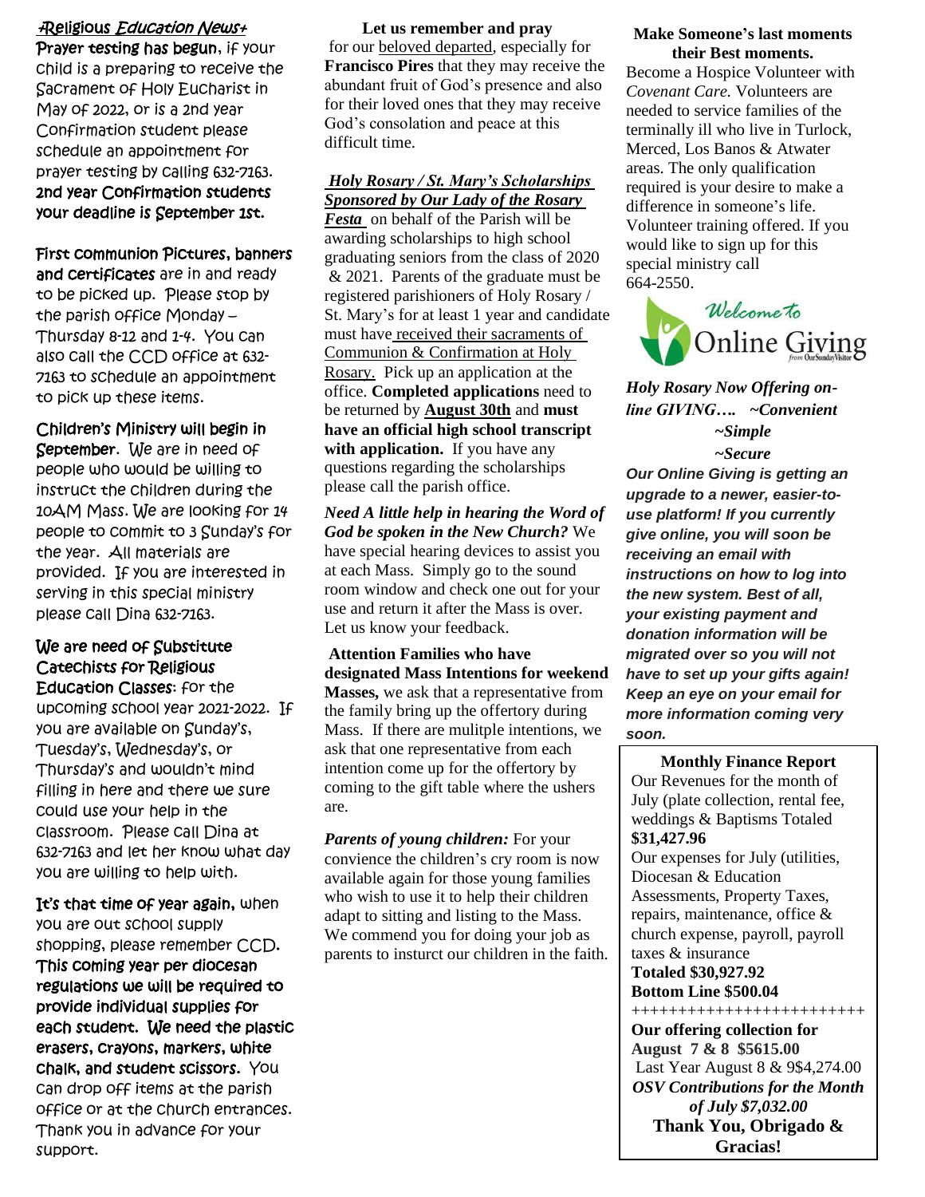## +Religious *Education News*+

**Prayer testing has begun**, if your child is a preparing to receive the Sacrament of Holy Eucharist in May of 2022, or is a 2nd year Confirmation student please schedule an appointment for prayer testing by calling 632-7163. **2nd year Confirmation students your deadline is September 1st.**

**First communion Pictures, banners and certificates** are in and ready to be picked up. Please stop by the parish office Monday – Thursday 8-12 and 1-4. You can also call the CCD office at 632-7163 to schedule an appointment to pick up these items.

**Children's Ministry will begin in September**. We are in need of people who would be willing to instruct the children during the 10AM Mass. We are looking for 14 people to commit to 3 Sunday's for the year. All materials are provided. If you are interested in serving in this special ministry please call Dina 632-7163.

**We are need of Substitute Catechists for Religious Education Classes**: for the upcoming school year 2021-2022. If you are available on Sunday's, Tuesday's, Wednesday's, or Thursday's and wouldn't mind filling in here and there we sure could use your help in the classroom. Please call Dina at 632-7163 and let her know what day you are willing to help with.

**It's that time of year again,** when you are out school supply shopping, please remember CCD. **This coming year per diocesan regulations we will be required to provide individual supplies for each student. We need the plastic erasers, crayons, markers, white chalk, and student scissors.** You can drop off items at the parish office or at the church entrances. Thank you in advance for your support.

**Let us remember and pray** for our beloved departed, especially for **Francisco Pires** that they may receive the abundant fruit of God's presence and also for their loved ones that they may receive God's consolation and peace at this difficult time.

***Holy Rosary / St. Mary's Scholarships Sponsored by Our Lady of the Rosary Festa*** on behalf of the Parish will be awarding scholarships to high school graduating seniors from the class of 2020 & 2021. Parents of the graduate must be registered parishioners of Holy Rosary / St. Mary's for at least 1 year and candidate must have received their sacraments of Communion & Confirmation at Holy Rosary. Pick up an application at the office. **Completed applications** need to be returned by **August 30th** and **must have an official high school transcript with application.** If you have any questions regarding the scholarships please call the parish office.

***Need A little help in hearing the Word of God be spoken in the New Church?*** We have special hearing devices to assist you at each Mass. Simply go to the sound room window and check one out for your use and return it after the Mass is over. Let us know your feedback.

**Attention Families who have designated Mass Intentions for weekend Masses,** we ask that a representative from the family bring up the offertory during Mass. If there are mulitple intentions, we ask that one representative from each intention come up for the offertory by coming to the gift table where the ushers are.

***Parents of young children:*** For your convience the children's cry room is now available again for those young families who wish to use it to help their children adapt to sitting and listing to the Mass. We commend you for doing your job as parents to insturct our children in the faith.

**Make Someone's last moments their Best moments.**

Become a Hospice Volunteer with *Covenant Care.* Volunteers are needed to service families of the terminally ill who live in Turlock, Merced, Los Banos & Atwater areas. The only qualification required is your desire to make a difference in someone's life. Volunteer training offered. If you would like to sign up for this special ministry call 664-2550.

Welcome to Online Giving from OurSundayVisitor

***Holy Rosary Now Offering on-line GIVING…. ~Convenient ~Simple ~Secure***

***Our Online Giving is getting an upgrade to a newer, easier-to-use platform! If you currently give online, you will soon be receiving an email with instructions on how to log into the new system. Best of all, your existing payment and donation information will be migrated over so you will not have to set up your gifts again! Keep an eye on your email for more information coming very soon.***

**Monthly Finance Report**

Our Revenues for the month of July (plate collection, rental fee, weddings & Baptisms Totaled **$31,427.96**

Our expenses for July (utilities, Diocesan & Education Assessments, Property Taxes, repairs, maintenance, office & church expense, payroll, payroll taxes & insurance **Totaled $30,927.92**

**Bottom Line $500.04**

++++++++++++++++++++++++

**Our offering collection for August 7 & 8 $5615.00**

Last Year August 8 & 9$4,274.00

***OSV Contributions for the Month of July $7,032.00***

**Thank You, Obrigado & Gracias!**